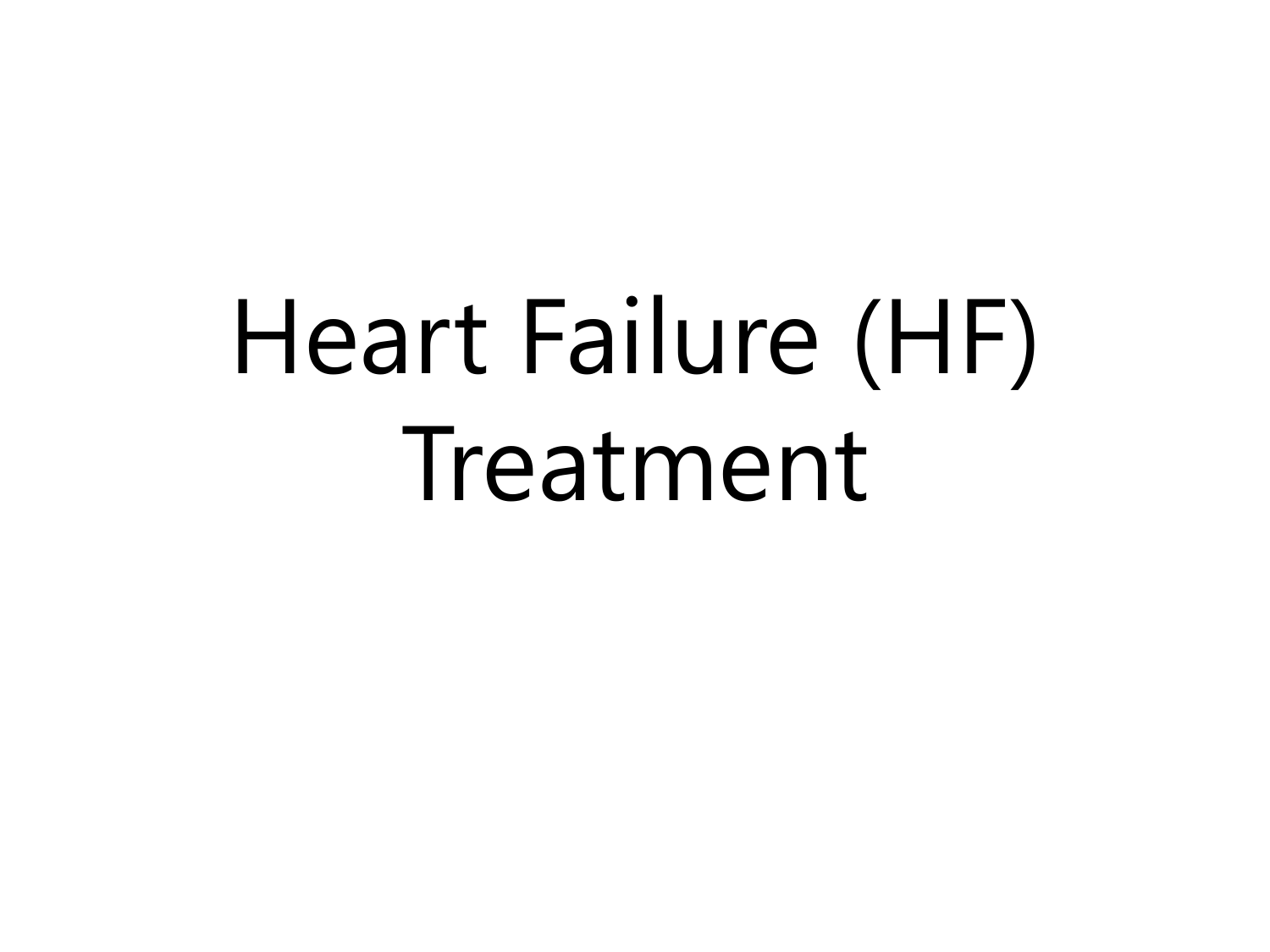# Heart Failure (HF) Treatment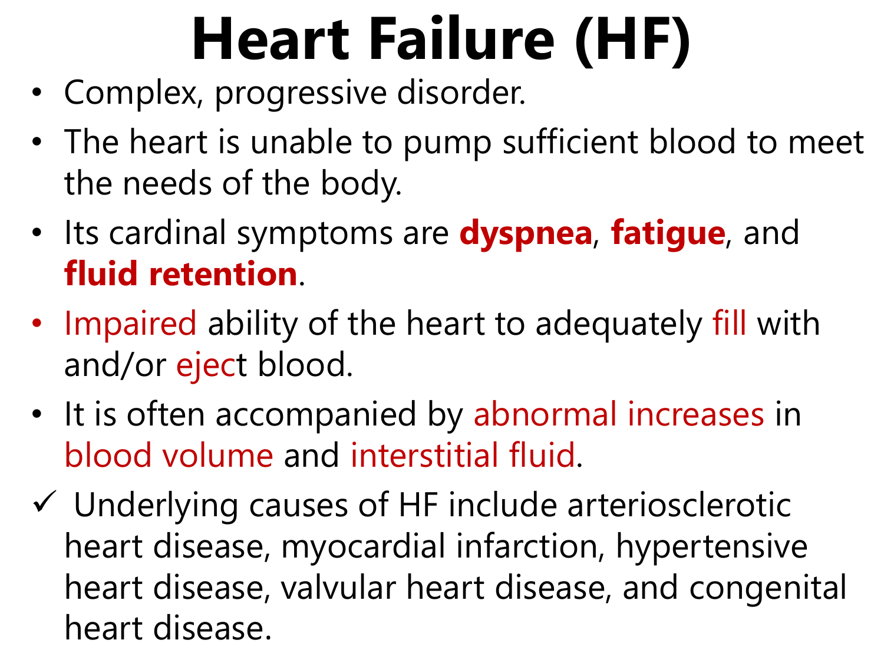# Heart Failure (HF)

- Complex, progressive disorder.
- The heart is unable to pump sufficient blood to meet the needs of the body.
- Its cardinal symptoms are **dyspnea**, **fatigue**, and **fluid retention**.
- Impaired ability of the heart to adequately fill with and/or eject blood.
- It is often accompanied by abnormal increases in blood volume and interstitial fluid.

✓ Underlying causes of HF include arteriosclerotic heart disease, myocardial infarction, hypertensive heart disease, valvular heart disease, and congenital heart disease.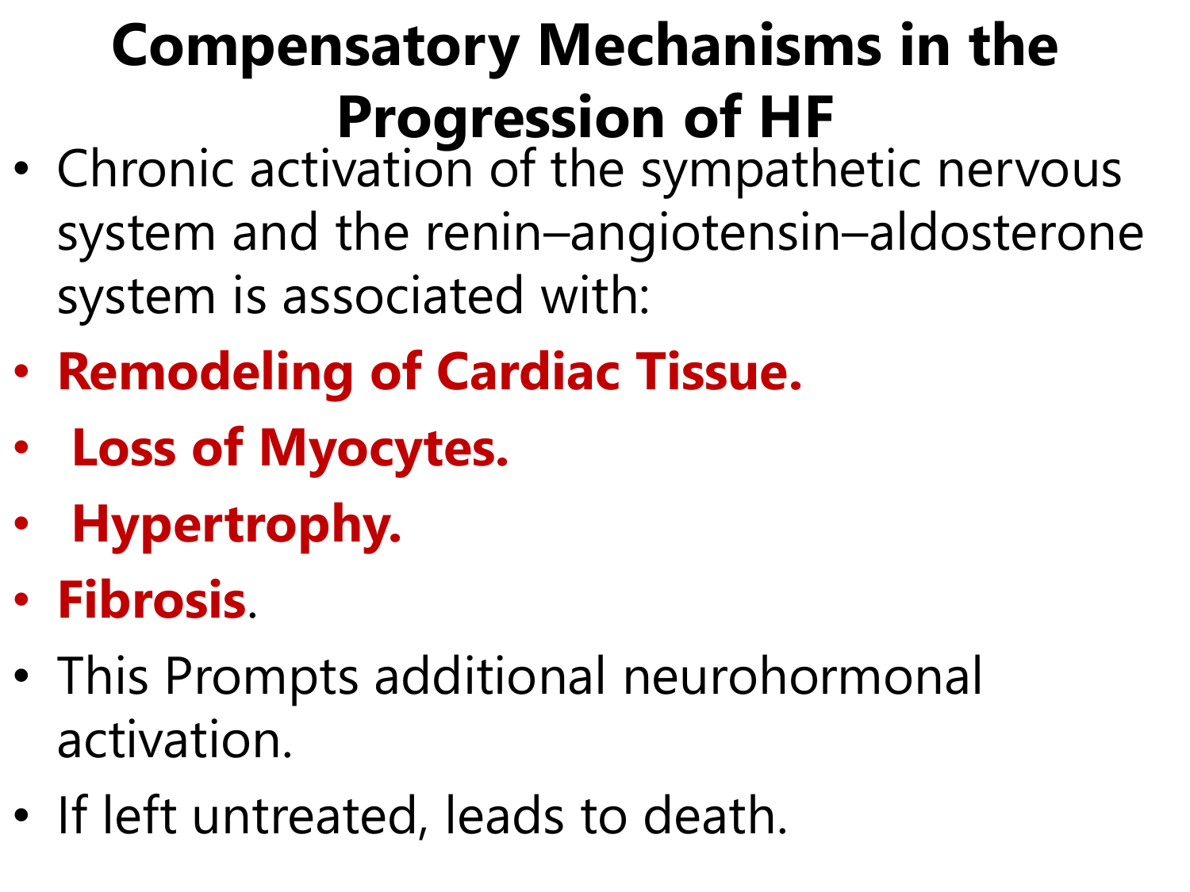# Compensatory Mechanisms in the Progression of HF

- Chronic activation of the sympathetic nervous system and the renin–angiotensin–aldosterone system is associated with:
- **Remodeling of Cardiac Tissue.**
- **Loss of Myocytes.**
- **Hypertrophy.**
- **Fibrosis**.
- This Prompts additional neurohormonal activation.
- If left untreated, leads to death.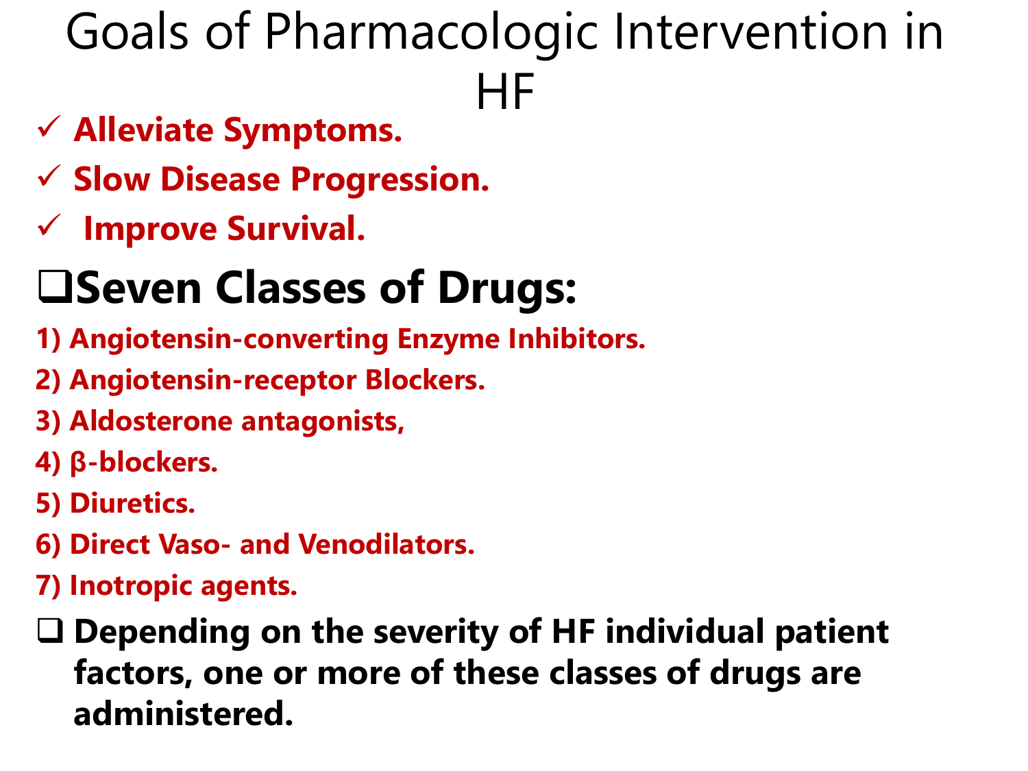# Goals of Pharmacologic Intervention in HF

- ✓ **Alleviate Symptoms.**
- ✓ **Slow Disease Progression.**
- ✓ **Improve Survival.**

## ❑Seven Classes of Drugs:

1) **Angiotensin-converting Enzyme Inhibitors.**
2) **Angiotensin-receptor Blockers.**
3) **Aldosterone antagonists,**
4) **β-blockers.**
5) **Diuretics.**
6) **Direct Vaso- and Venodilators.**
7) **Inotropic agents.**

❑ **Depending on the severity of HF individual patient factors, one or more of these classes of drugs are administered.**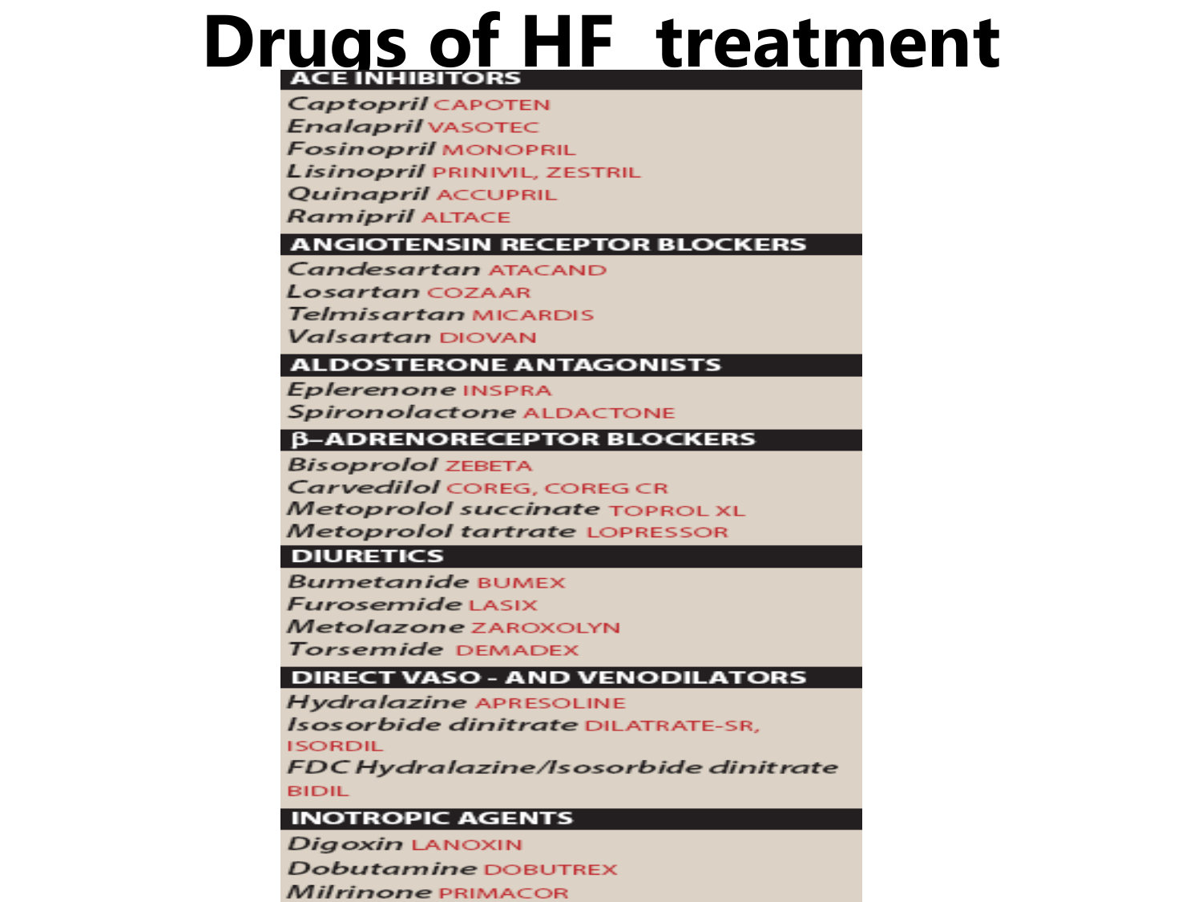# Drugs of HF treatment

| ACE INHIBITORS |
|---|
| *Captopril* CAPOTEN |
| *Enalapril* VASOTEC |
| *Fosinopril* MONOPRIL |
| *Lisinopril* PRINIVIL, ZESTRIL |
| *Quinapril* ACCUPRIL |
| *Ramipril* ALTACE |
| **ANGIOTENSIN RECEPTOR BLOCKERS** |
| *Candesartan* ATACAND |
| *Losartan* COZAAR |
| *Telmisartan* MICARDIS |
| *Valsartan* DIOVAN |
| **ALDOSTERONE ANTAGONISTS** |
| *Eplerenone* INSPRA |
| *Spironolactone* ALDACTONE |
| **β–ADRENORECEPTOR BLOCKERS** |
| *Bisoprolol* ZEBETA |
| *Carvedilol* COREG, COREG CR |
| *Metoprolol succinate* TOPROL XL |
| *Metoprolol tartrate* LOPRESSOR |
| **DIURETICS** |
| *Bumetanide* BUMEX |
| *Furosemide* LASIX |
| *Metolazone* ZAROXOLYN |
| *Torsemide* DEMADEX |
| **DIRECT VASO - AND VENODILATORS** |
| *Hydralazine* APRESOLINE |
| *Isosorbide dinitrate* DILATRATE-SR, ISORDIL |
| *FDC Hydralazine/Isosorbide dinitrate* BIDIL |
| **INOTROPIC AGENTS** |
| *Digoxin* LANOXIN |
| *Dobutamine* DOBUTREX |
| *Milrinone* PRIMACOR |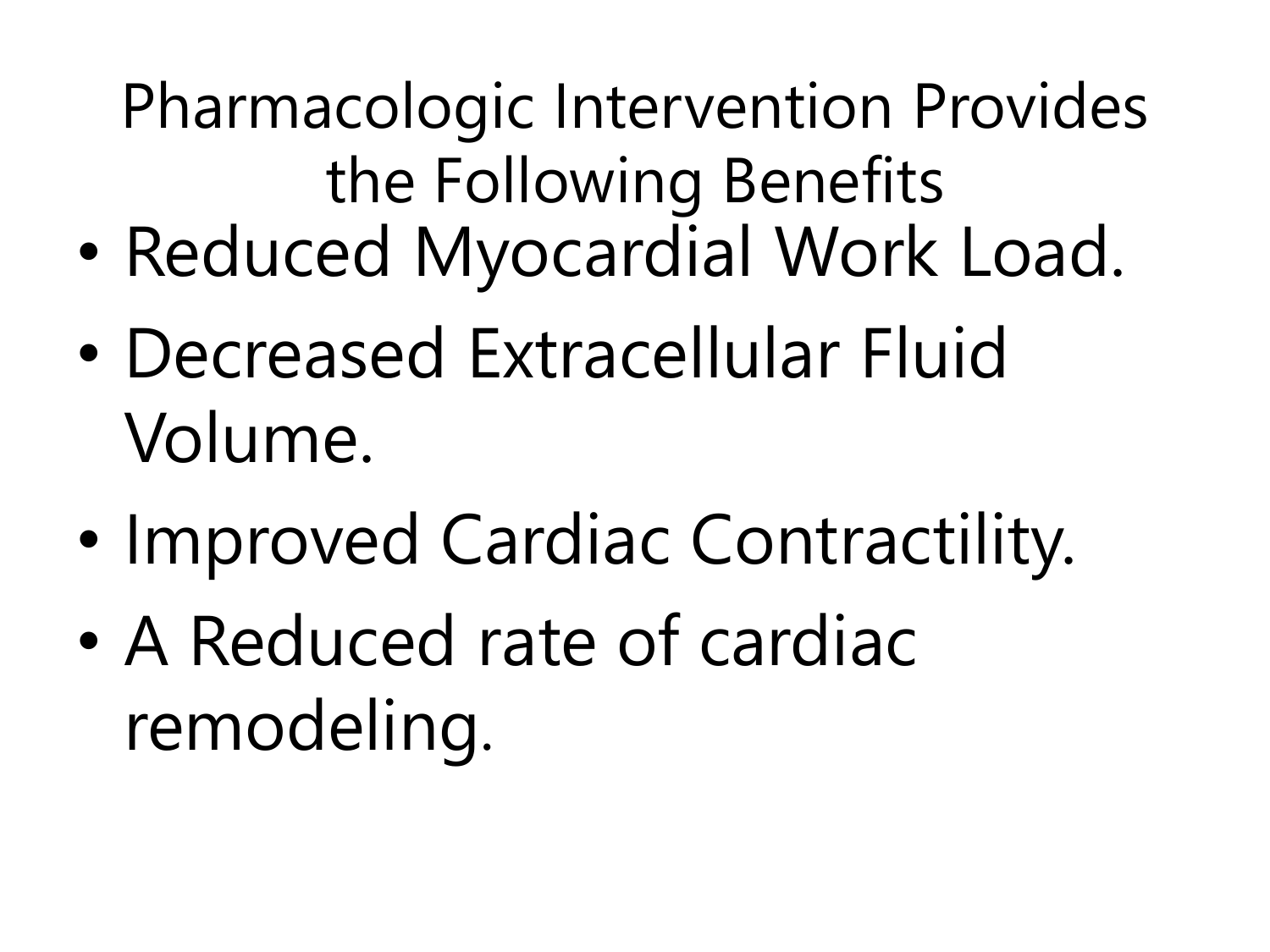# Pharmacologic Intervention Provides the Following Benefits

- Reduced Myocardial Work Load.
- Decreased Extracellular Fluid Volume.
- Improved Cardiac Contractility.
- A Reduced rate of cardiac remodeling.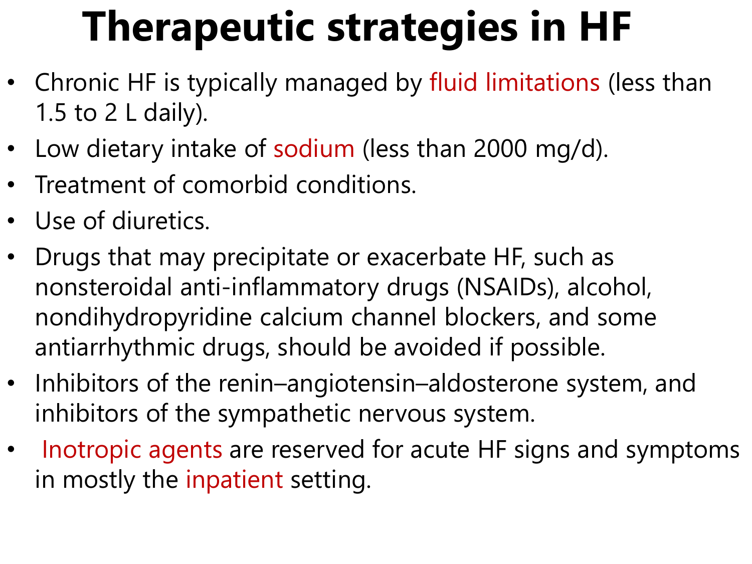# Therapeutic strategies in HF

- Chronic HF is typically managed by fluid limitations (less than 1.5 to 2 L daily).
- Low dietary intake of sodium (less than 2000 mg/d).
- Treatment of comorbid conditions.
- Use of diuretics.
- Drugs that may precipitate or exacerbate HF, such as nonsteroidal anti-inflammatory drugs (NSAIDs), alcohol, nondihydropyridine calcium channel blockers, and some antiarrhythmic drugs, should be avoided if possible.
- Inhibitors of the renin–angiotensin–aldosterone system, and inhibitors of the sympathetic nervous system.
- Inotropic agents are reserved for acute HF signs and symptoms in mostly the inpatient setting.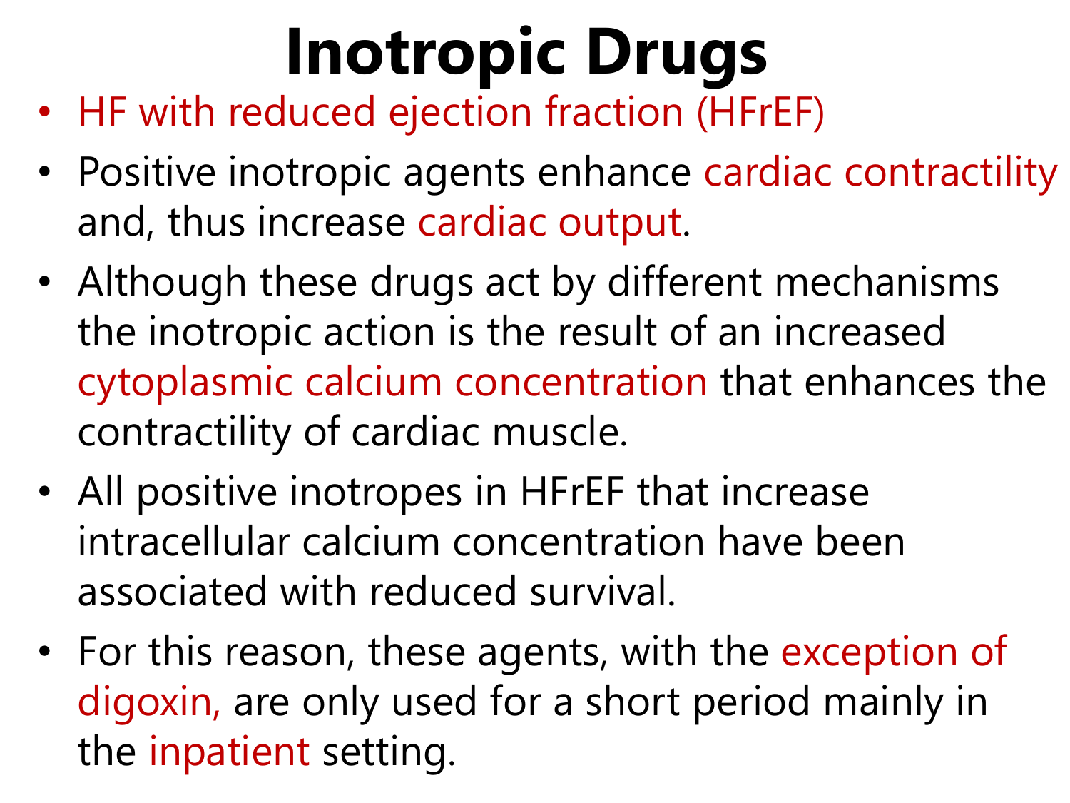# Inotropic Drugs

- HF with reduced ejection fraction (HFrEF)
- Positive inotropic agents enhance cardiac contractility and, thus increase cardiac output.
- Although these drugs act by different mechanisms the inotropic action is the result of an increased cytoplasmic calcium concentration that enhances the contractility of cardiac muscle.
- All positive inotropes in HFrEF that increase intracellular calcium concentration have been associated with reduced survival.
- For this reason, these agents, with the exception of digoxin, are only used for a short period mainly in the inpatient setting.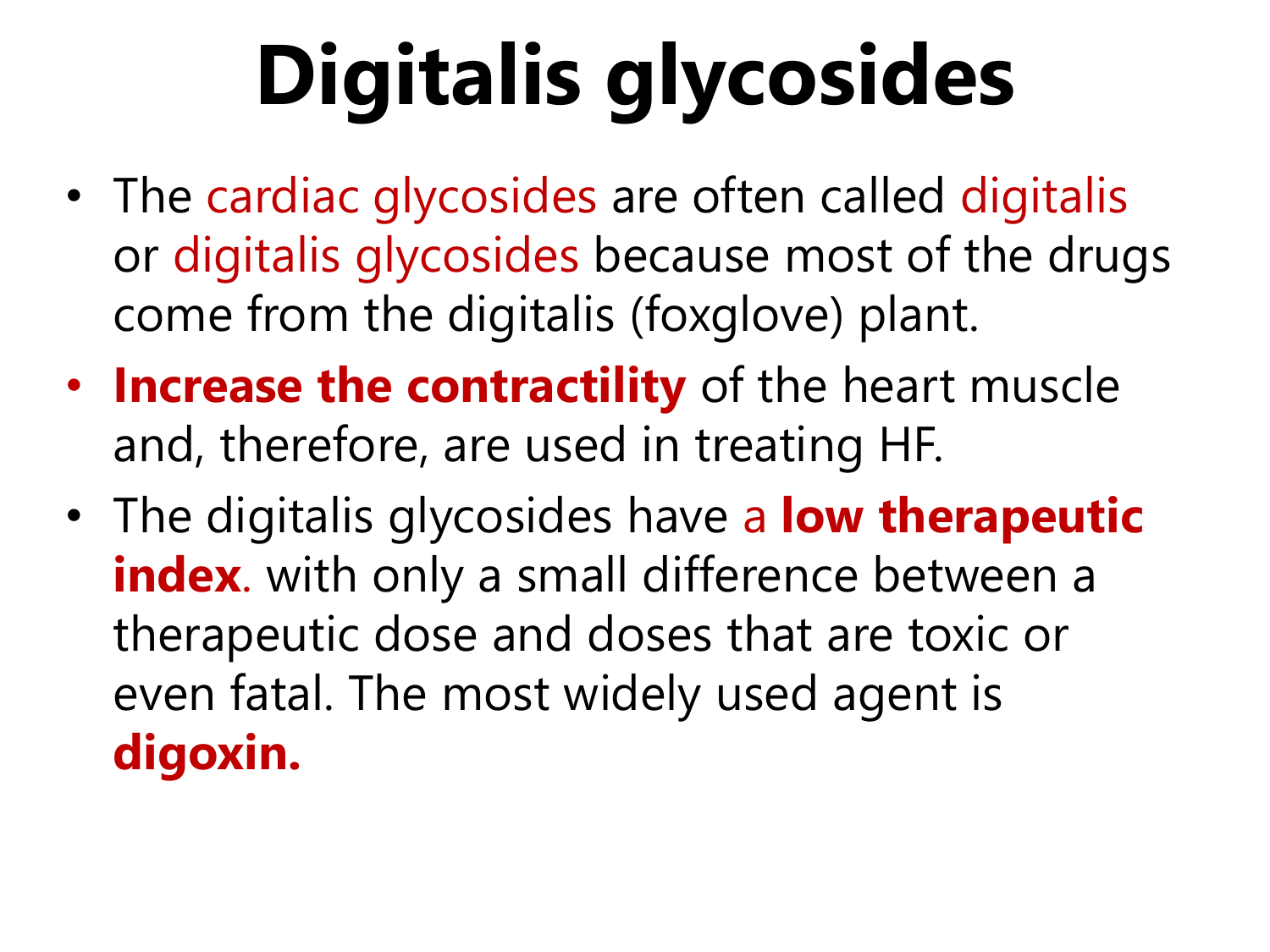# Digitalis glycosides

- The cardiac glycosides are often called digitalis or digitalis glycosides because most of the drugs come from the digitalis (foxglove) plant.
- **Increase the contractility** of the heart muscle and, therefore, are used in treating HF.
- The digitalis glycosides have a **low therapeutic index**. with only a small difference between a therapeutic dose and doses that are toxic or even fatal. The most widely used agent is **digoxin.**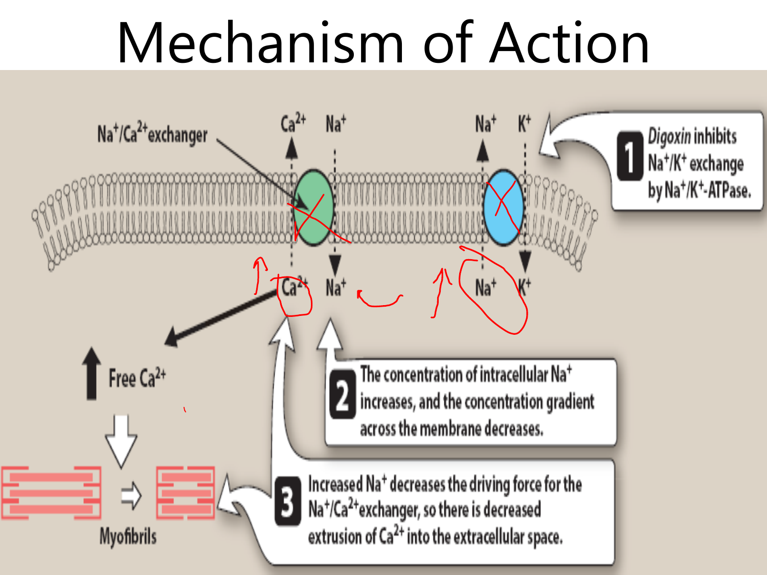# Mechanism of Action

Na$^+$/Ca$^{2+}$ exchanger

$Ca^{2+}$ $Na^+$ $Na^+$ $K^+$

$Ca^{2+}$ $Na^+$ $Na^+$ $K^+$

**1** *Digoxin* inhibits Na$^+$/K$^+$ exchange by Na$^+$/K$^+$-ATPase.

**2** The concentration of intracellular Na$^+$ increases, and the concentration gradient across the membrane decreases.

**3** Increased Na$^+$ decreases the driving force for the Na$^+$/Ca$^{2+}$ exchanger, so there is decreased extrusion of Ca$^{2+}$ into the extracellular space.

↑ Free Ca$^{2+}$

Myofibrils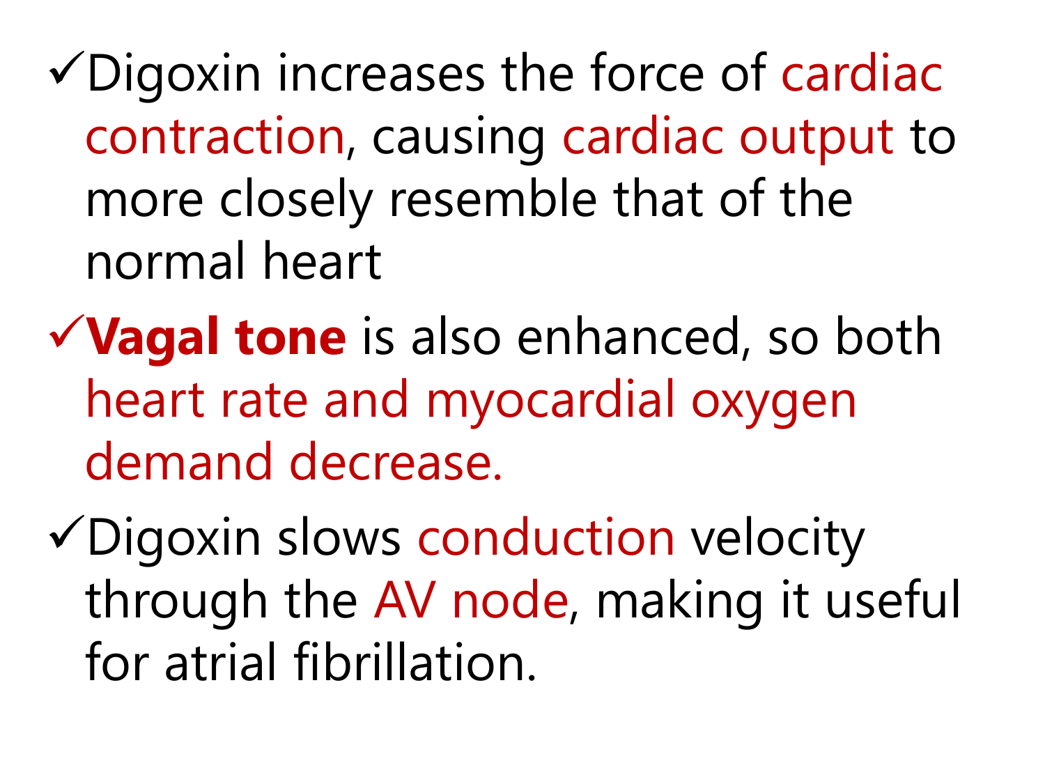- ✓Digoxin increases the force of cardiac contraction, causing cardiac output to more closely resemble that of the normal heart
- ✓**Vagal tone** is also enhanced, so both heart rate and myocardial oxygen demand decrease.
- ✓Digoxin slows conduction velocity through the AV node, making it useful for atrial fibrillation.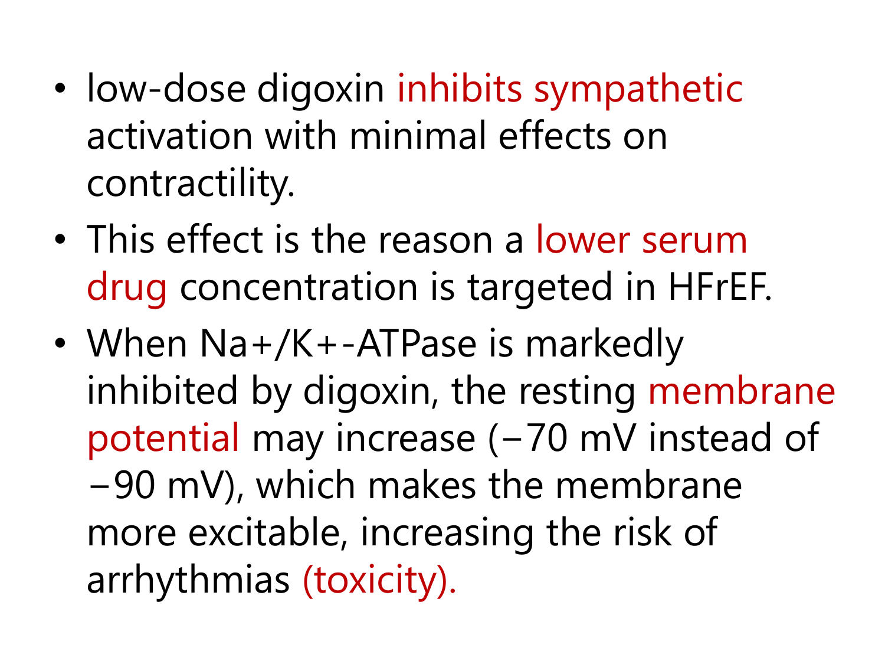- low-dose digoxin inhibits sympathetic activation with minimal effects on contractility.
- This effect is the reason a lower serum drug concentration is targeted in HFrEF.
- When $Na^+/K^+$-ATPase is markedly inhibited by digoxin, the resting membrane potential may increase (−70 mV instead of −90 mV), which makes the membrane more excitable, increasing the risk of arrhythmias (toxicity).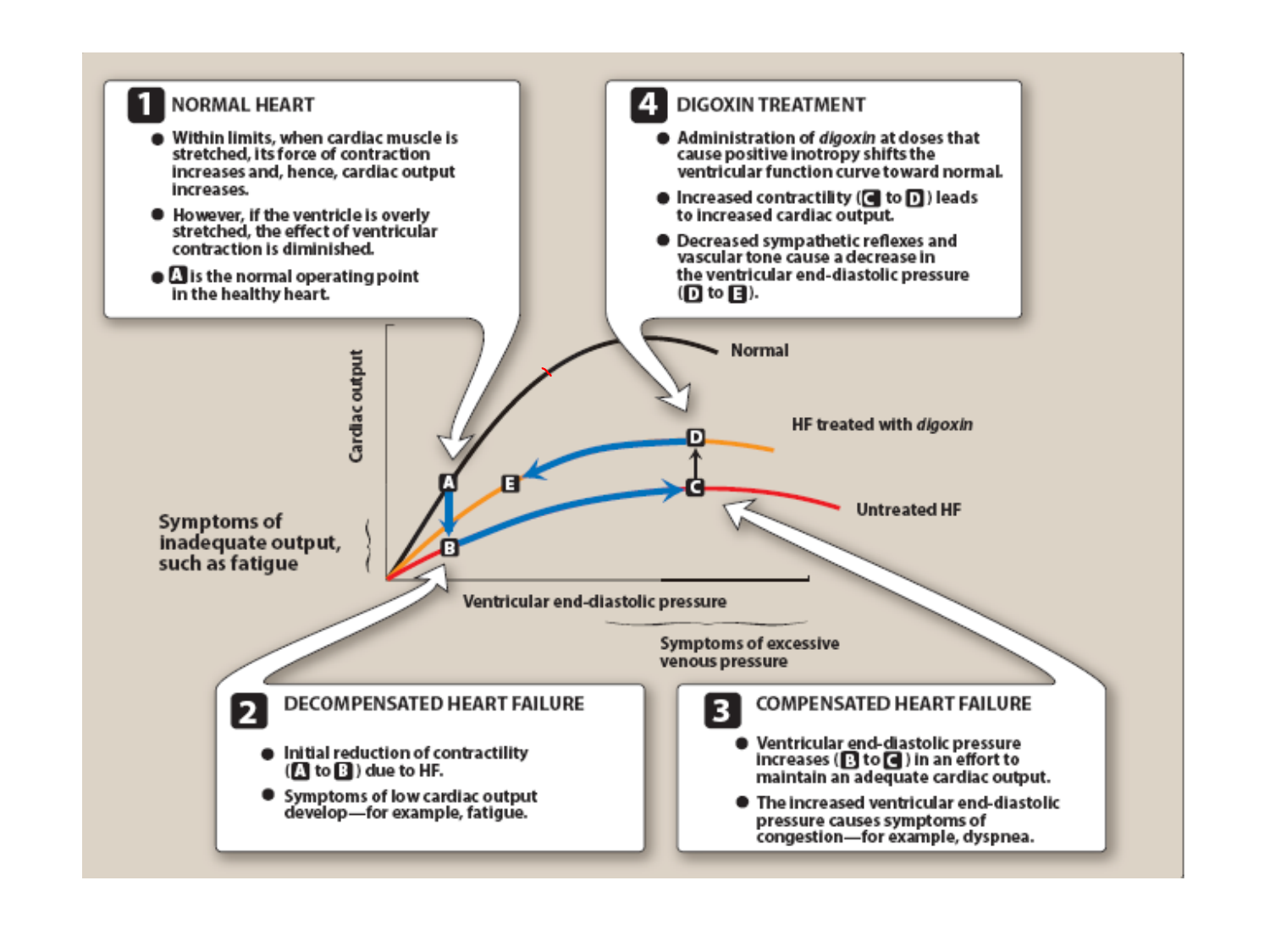## 1 NORMAL HEART

- Within limits, when cardiac muscle is stretched, its force of contraction increases and, hence, cardiac output increases.
- However, if the ventricle is overly stretched, the effect of ventricular contraction is diminished.
- **A** is the normal operating point in the healthy heart.

## 4 DIGOXIN TREATMENT

- Administration of *digoxin* at doses that cause positive inotropy shifts the ventricular function curve toward normal.
- Increased contractility (**C** to **D**) leads to increased cardiac output.
- Decreased sympathetic reflexes and vascular tone cause a decrease in the ventricular end-diastolic pressure (**D** to **E**).

Cardiac output

Normal

HF treated with *digoxin*

Untreated HF

Symptoms of inadequate output, such as fatigue

Ventricular end-diastolic pressure

Symptoms of excessive venous pressure

## 2 DECOMPENSATED HEART FAILURE

- Initial reduction of contractility (**A** to **B**) due to HF.
- Symptoms of low cardiac output develop—for example, fatigue.

## 3 COMPENSATED HEART FAILURE

- Ventricular end-diastolic pressure increases (**B** to **C**) in an effort to maintain an adequate cardiac output.
- The increased ventricular end-diastolic pressure causes symptoms of congestion—for example, dyspnea.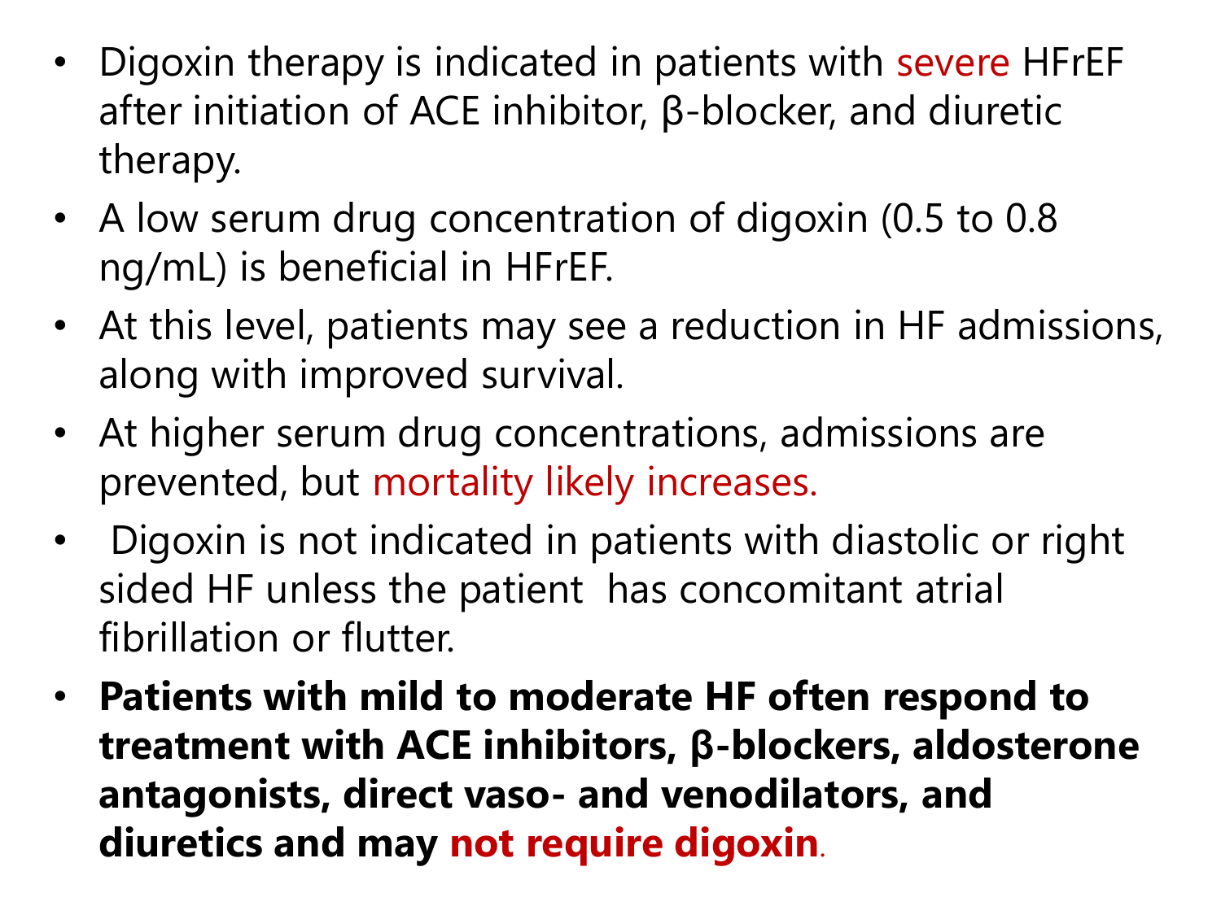- Digoxin therapy is indicated in patients with severe HFrEF after initiation of ACE inhibitor, β-blocker, and diuretic therapy.
- A low serum drug concentration of digoxin (0.5 to 0.8 ng/mL) is beneficial in HFrEF.
- At this level, patients may see a reduction in HF admissions, along with improved survival.
- At higher serum drug concentrations, admissions are prevented, but mortality likely increases.
- Digoxin is not indicated in patients with diastolic or right sided HF unless the patient has concomitant atrial fibrillation or flutter.
- **Patients with mild to moderate HF often respond to treatment with ACE inhibitors, β-blockers, aldosterone antagonists, direct vaso- and venodilators, and diuretics and may not require digoxin.**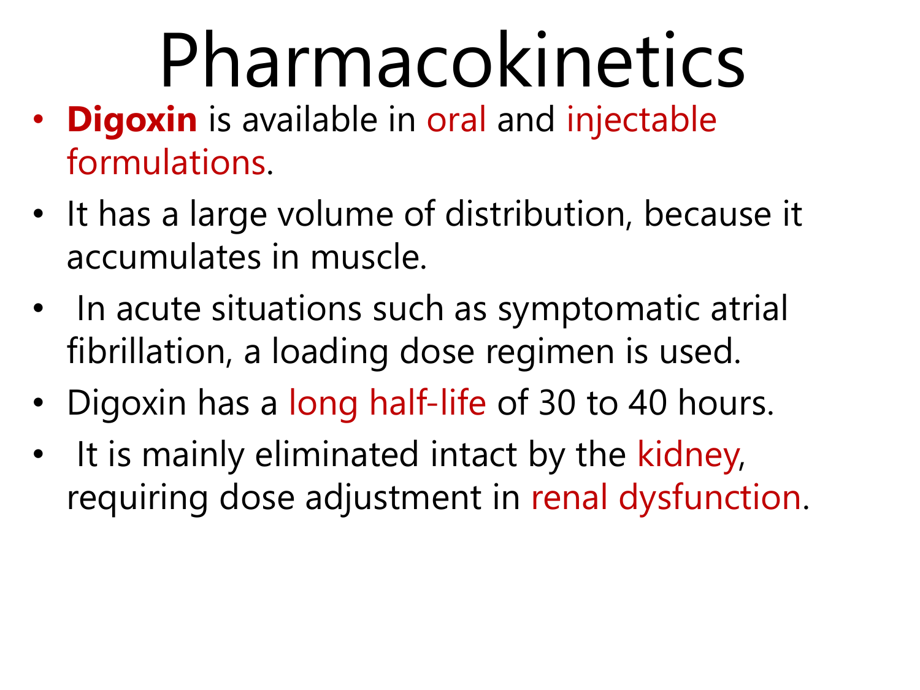# Pharmacokinetics

- **Digoxin** is available in oral and injectable formulations.
- It has a large volume of distribution, because it accumulates in muscle.
- In acute situations such as symptomatic atrial fibrillation, a loading dose regimen is used.
- Digoxin has a long half-life of 30 to 40 hours.
- It is mainly eliminated intact by the kidney, requiring dose adjustment in renal dysfunction.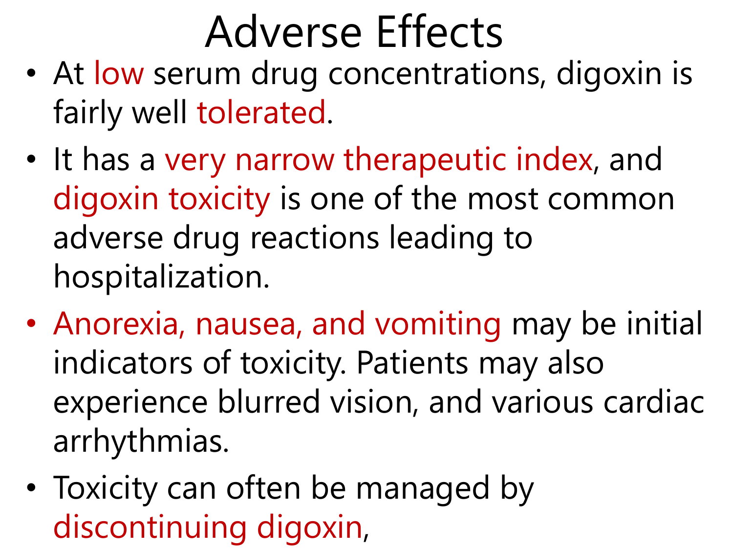# Adverse Effects

- At low serum drug concentrations, digoxin is fairly well tolerated.
- It has a very narrow therapeutic index, and digoxin toxicity is one of the most common adverse drug reactions leading to hospitalization.
- Anorexia, nausea, and vomiting may be initial indicators of toxicity. Patients may also experience blurred vision, and various cardiac arrhythmias.
- Toxicity can often be managed by discontinuing digoxin,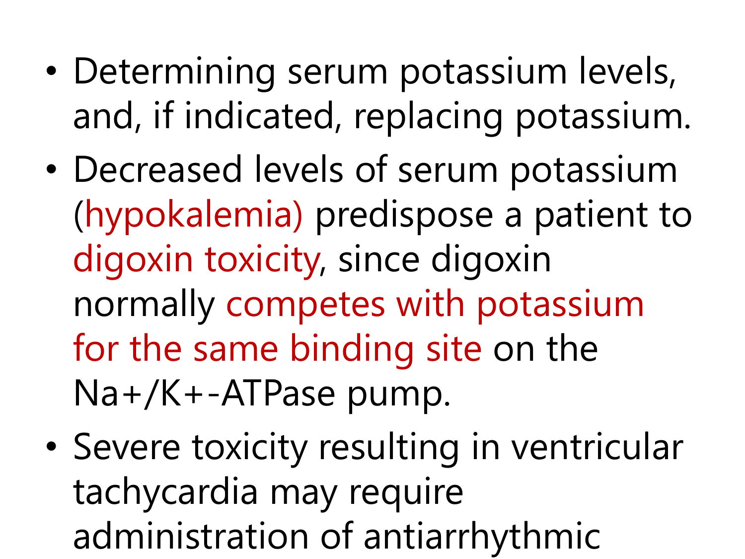- Determining serum potassium levels, and, if indicated, replacing potassium.
- Decreased levels of serum potassium (hypokalemia) predispose a patient to digoxin toxicity, since digoxin normally competes with potassium for the same binding site on the $Na^+/K^+$-ATPase pump.
- Severe toxicity resulting in ventricular tachycardia may require administration of antiarrhythmic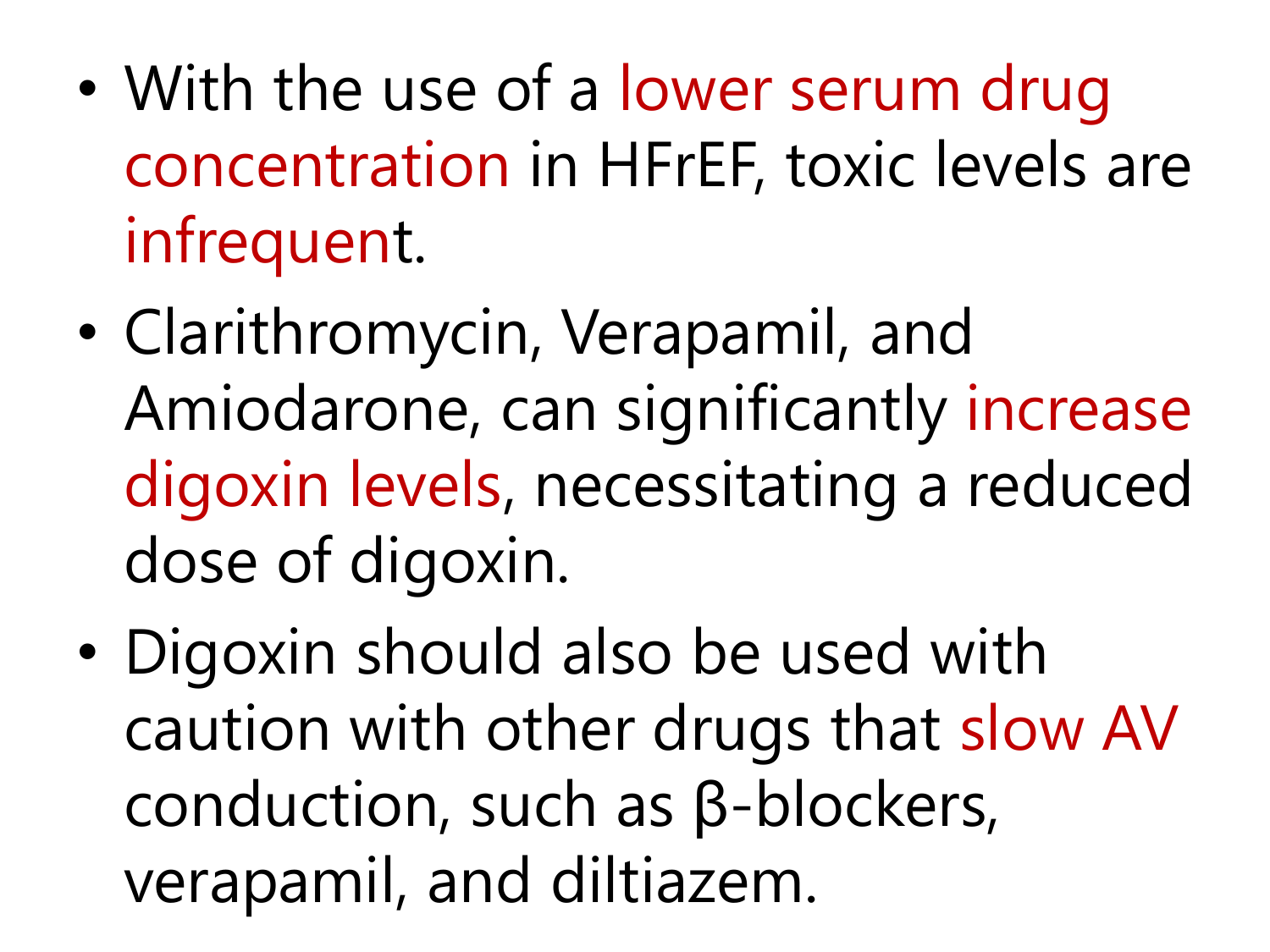- With the use of a lower serum drug concentration in HFrEF, toxic levels are infrequent.
- Clarithromycin, Verapamil, and Amiodarone, can significantly increase digoxin levels, necessitating a reduced dose of digoxin.
- Digoxin should also be used with caution with other drugs that slow AV conduction, such as β-blockers, verapamil, and diltiazem.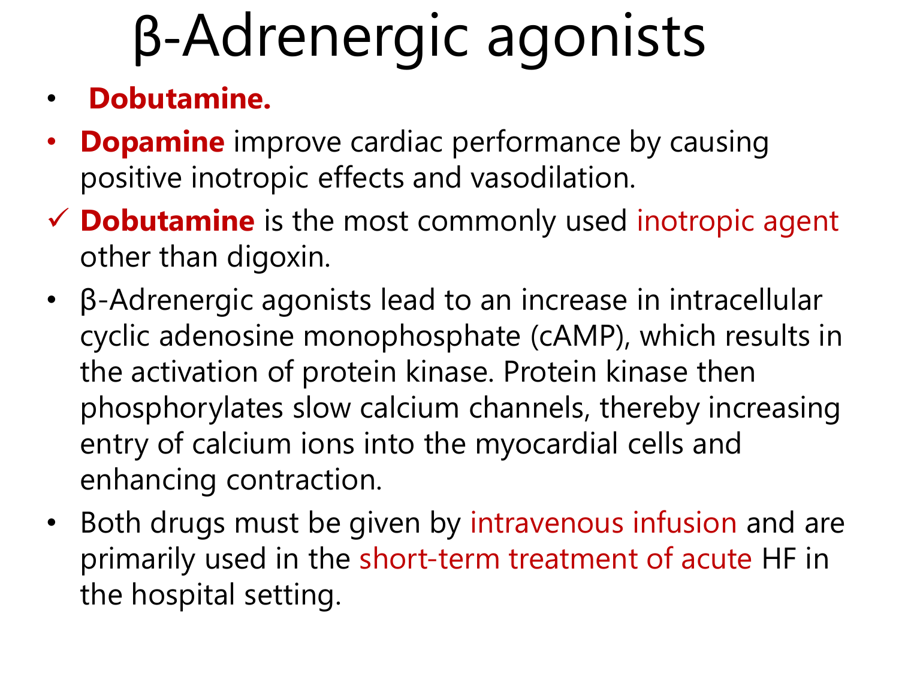# β-Adrenergic agonists

- **Dobutamine.**
- **Dopamine** improve cardiac performance by causing positive inotropic effects and vasodilation.
- ✓ **Dobutamine** is the most commonly used inotropic agent other than digoxin.
- β-Adrenergic agonists lead to an increase in intracellular cyclic adenosine monophosphate (cAMP), which results in the activation of protein kinase. Protein kinase then phosphorylates slow calcium channels, thereby increasing entry of calcium ions into the myocardial cells and enhancing contraction.
- Both drugs must be given by intravenous infusion and are primarily used in the short-term treatment of acute HF in the hospital setting.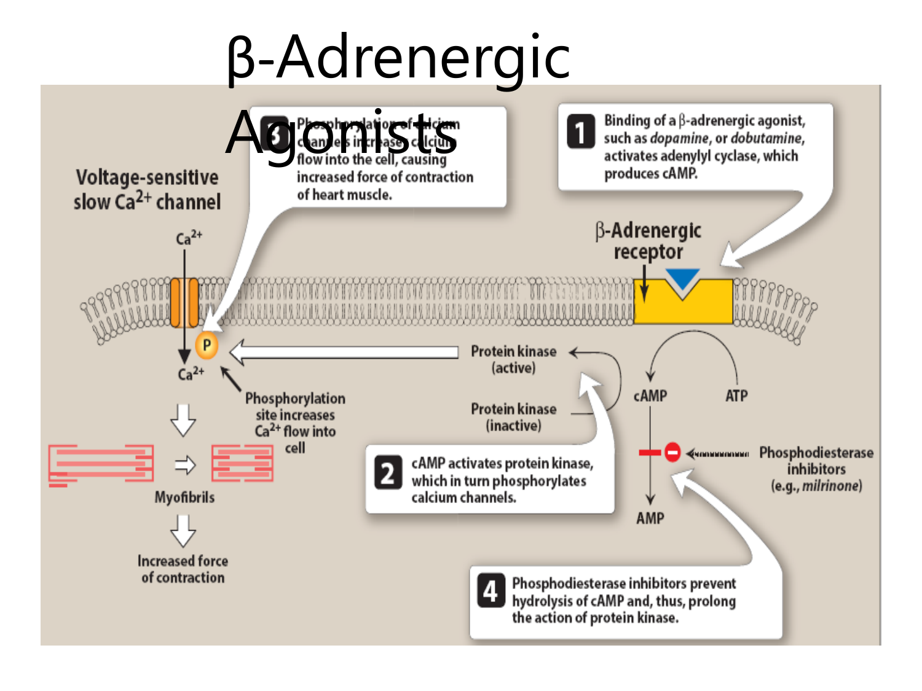# β-Adrenergic Agonists

**1** Binding of a β-adrenergic agonist, such as *dopamine*, or *dobutamine*, activates adenylyl cyclase, which produces cAMP.

**2** cAMP activates protein kinase, which in turn phosphorylates calcium channels.

**3** Phosphorylation of calcium channels increases calcium flow into the cell, causing increased force of contraction of heart muscle.

**4** Phosphodiesterase inhibitors prevent hydrolysis of cAMP and, thus, prolong the action of protein kinase.

Voltage-sensitive slow $Ca^{2+}$ channel

$Ca^{2+}$

$Ca^{2+}$

P

Phosphorylation site increases $Ca^{2+}$ flow into cell

Myofibrils

Increased force of contraction

β-Adrenergic receptor

Protein kinase (active)

Protein kinase (inactive)

cAMP

ATP

AMP

Phosphodiesterase inhibitors (e.g., *milrinone*)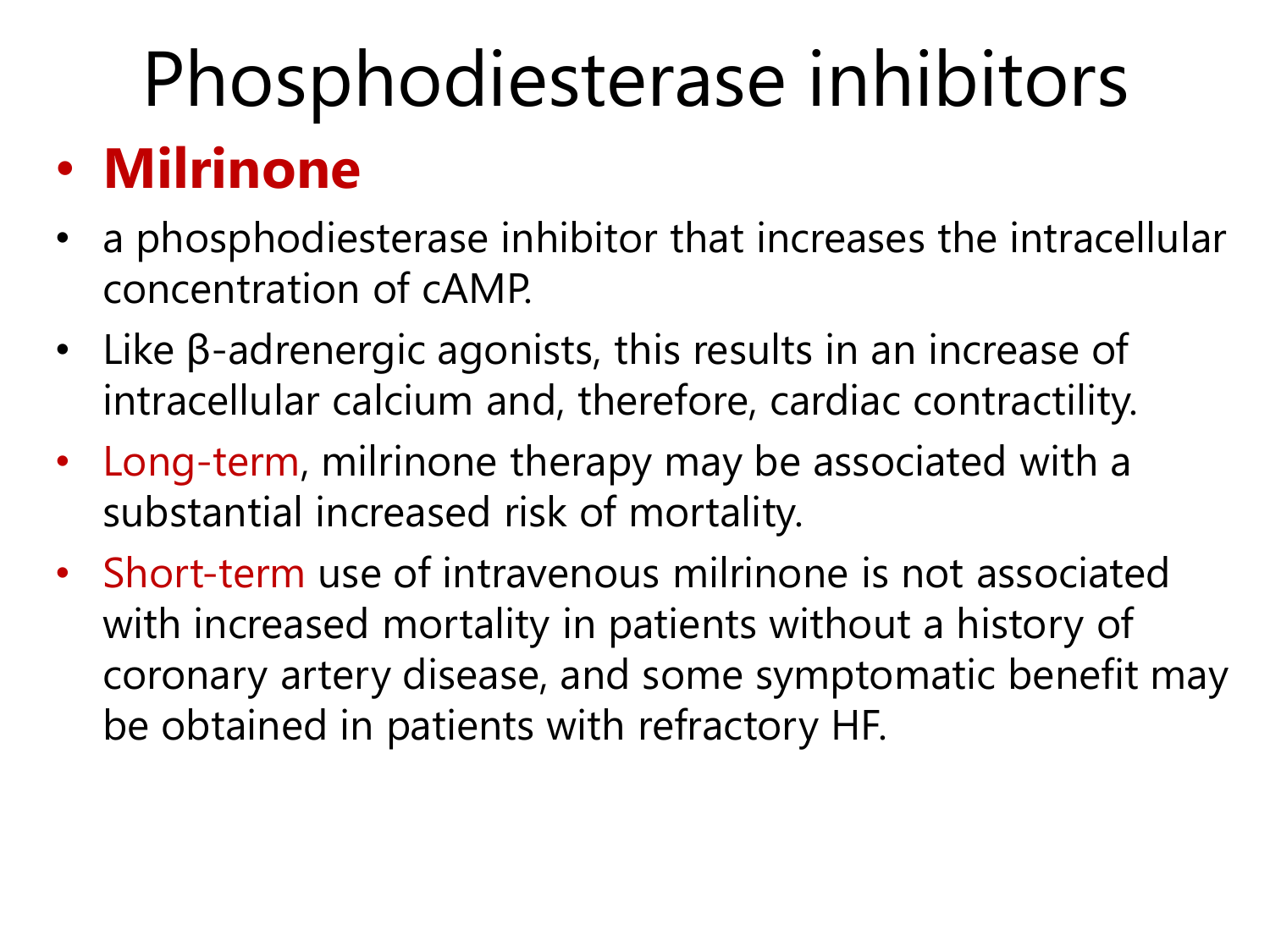# Phosphodiesterase inhibitors

- **Milrinone**
- a phosphodiesterase inhibitor that increases the intracellular concentration of cAMP.
- Like β-adrenergic agonists, this results in an increase of intracellular calcium and, therefore, cardiac contractility.
- Long-term, milrinone therapy may be associated with a substantial increased risk of mortality.
- Short-term use of intravenous milrinone is not associated with increased mortality in patients without a history of coronary artery disease, and some symptomatic benefit may be obtained in patients with refractory HF.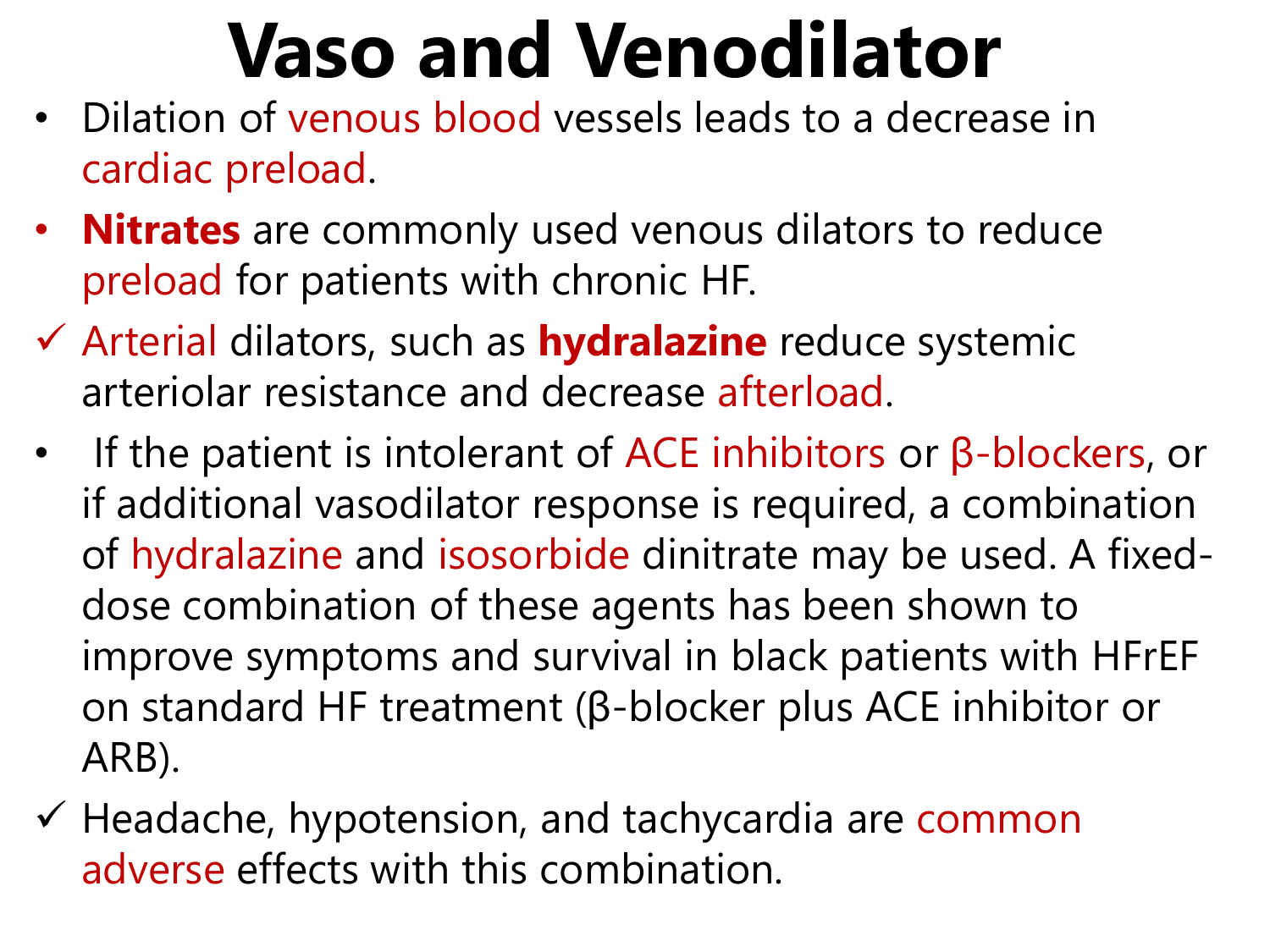# Vaso and Venodilator

- Dilation of venous blood vessels leads to a decrease in cardiac preload.
- **Nitrates** are commonly used venous dilators to reduce preload for patients with chronic HF.
- ✓ Arterial dilators, such as **hydralazine** reduce systemic arteriolar resistance and decrease afterload.
- If the patient is intolerant of ACE inhibitors or β-blockers, or if additional vasodilator response is required, a combination of hydralazine and isosorbide dinitrate may be used. A fixed-dose combination of these agents has been shown to improve symptoms and survival in black patients with HFrEF on standard HF treatment (β-blocker plus ACE inhibitor or ARB).
- ✓ Headache, hypotension, and tachycardia are common adverse effects with this combination.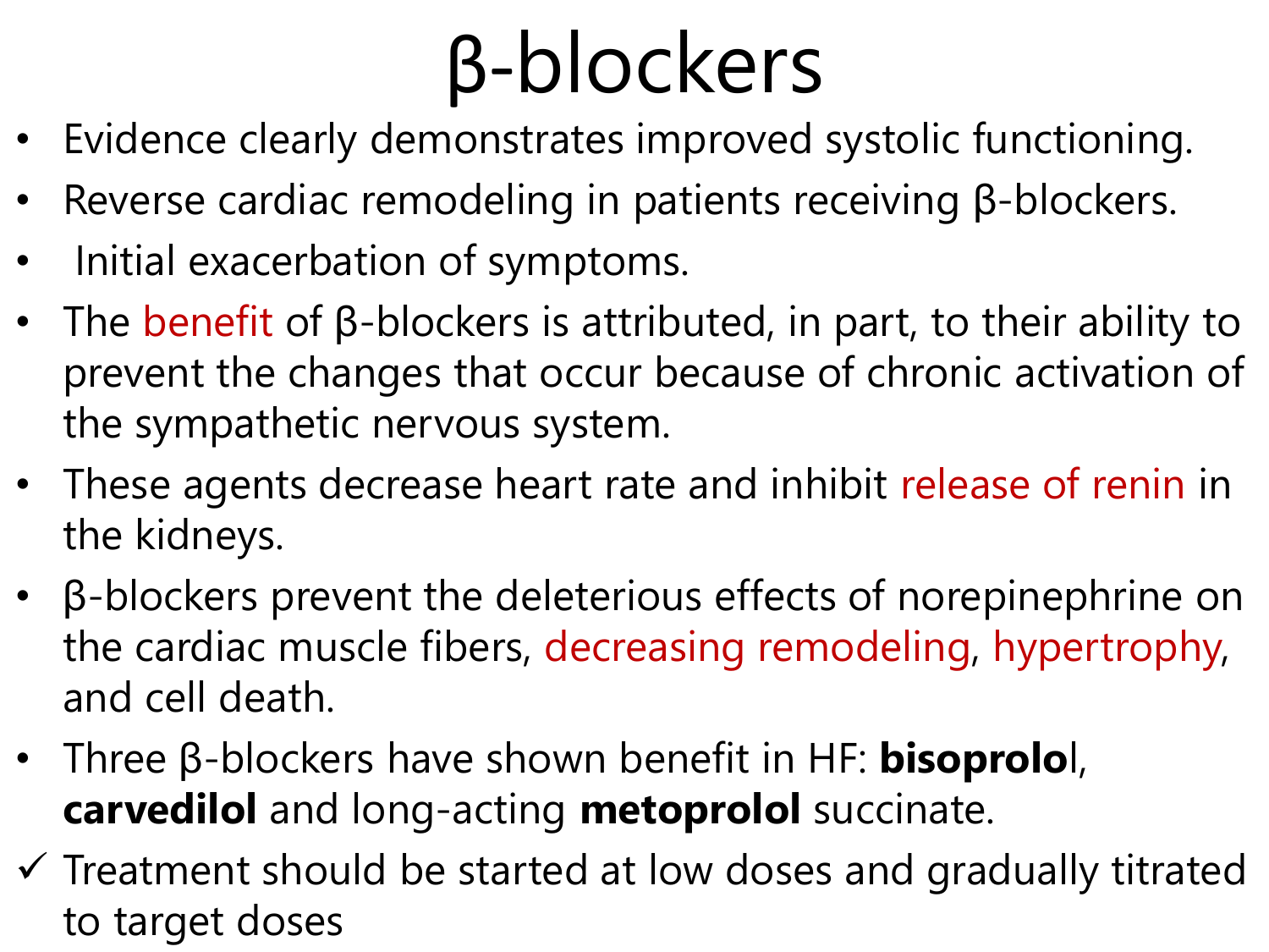# β-blockers

- Evidence clearly demonstrates improved systolic functioning.
- Reverse cardiac remodeling in patients receiving β-blockers.
- Initial exacerbation of symptoms.
- The benefit of β-blockers is attributed, in part, to their ability to prevent the changes that occur because of chronic activation of the sympathetic nervous system.
- These agents decrease heart rate and inhibit release of renin in the kidneys.
- β-blockers prevent the deleterious effects of norepinephrine on the cardiac muscle fibers, decreasing remodeling, hypertrophy, and cell death.
- Three β-blockers have shown benefit in HF: **bisoprolo**l, **carvedilol** and long-acting **metoprolol** succinate.

✓ Treatment should be started at low doses and gradually titrated to target doses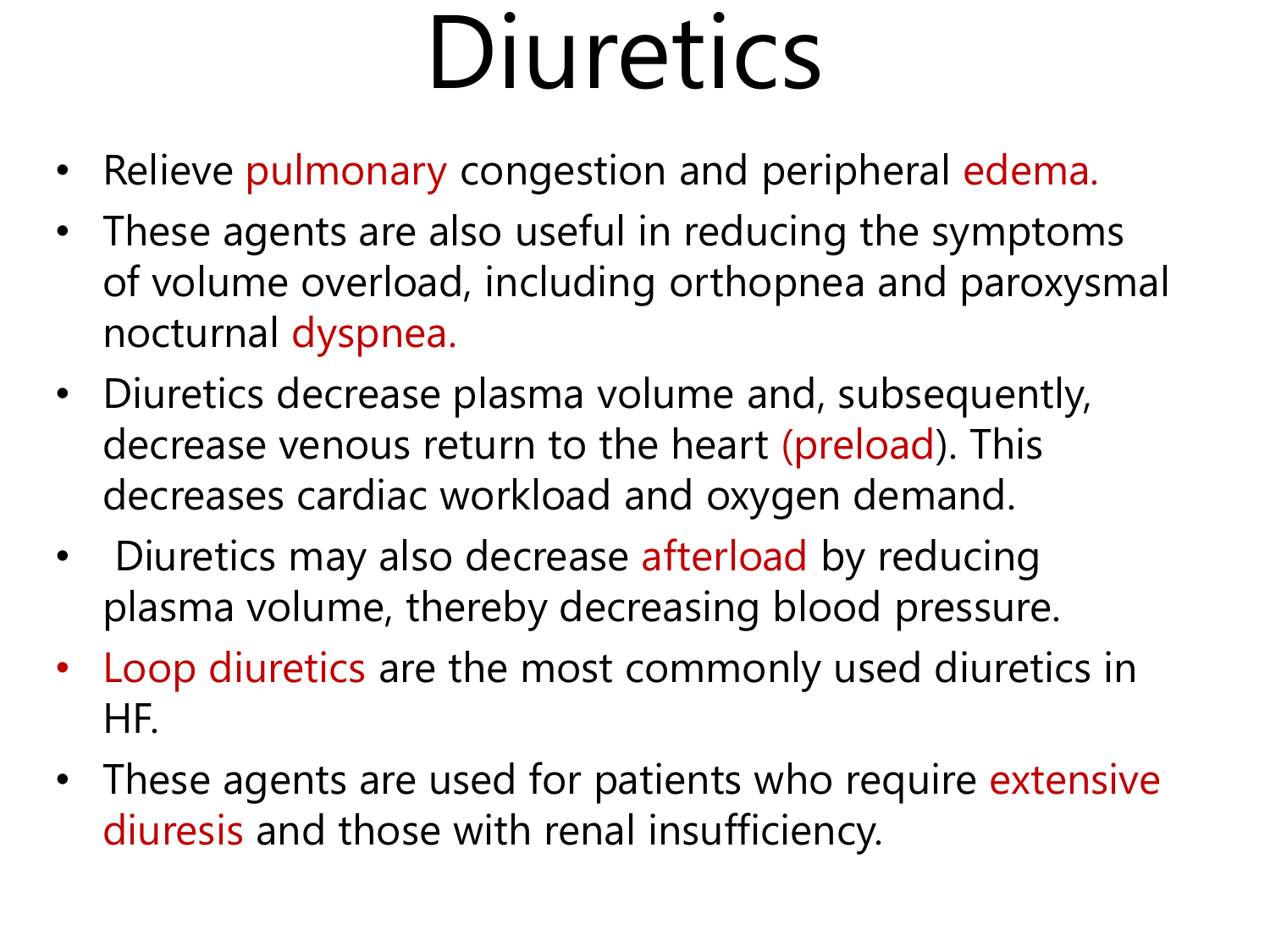# Diuretics

- Relieve pulmonary congestion and peripheral edema.
- These agents are also useful in reducing the symptoms of volume overload, including orthopnea and paroxysmal nocturnal dyspnea.
- Diuretics decrease plasma volume and, subsequently, decrease venous return to the heart (preload). This decreases cardiac workload and oxygen demand.
- Diuretics may also decrease afterload by reducing plasma volume, thereby decreasing blood pressure.
- Loop diuretics are the most commonly used diuretics in HF.
- These agents are used for patients who require extensive diuresis and those with renal insufficiency.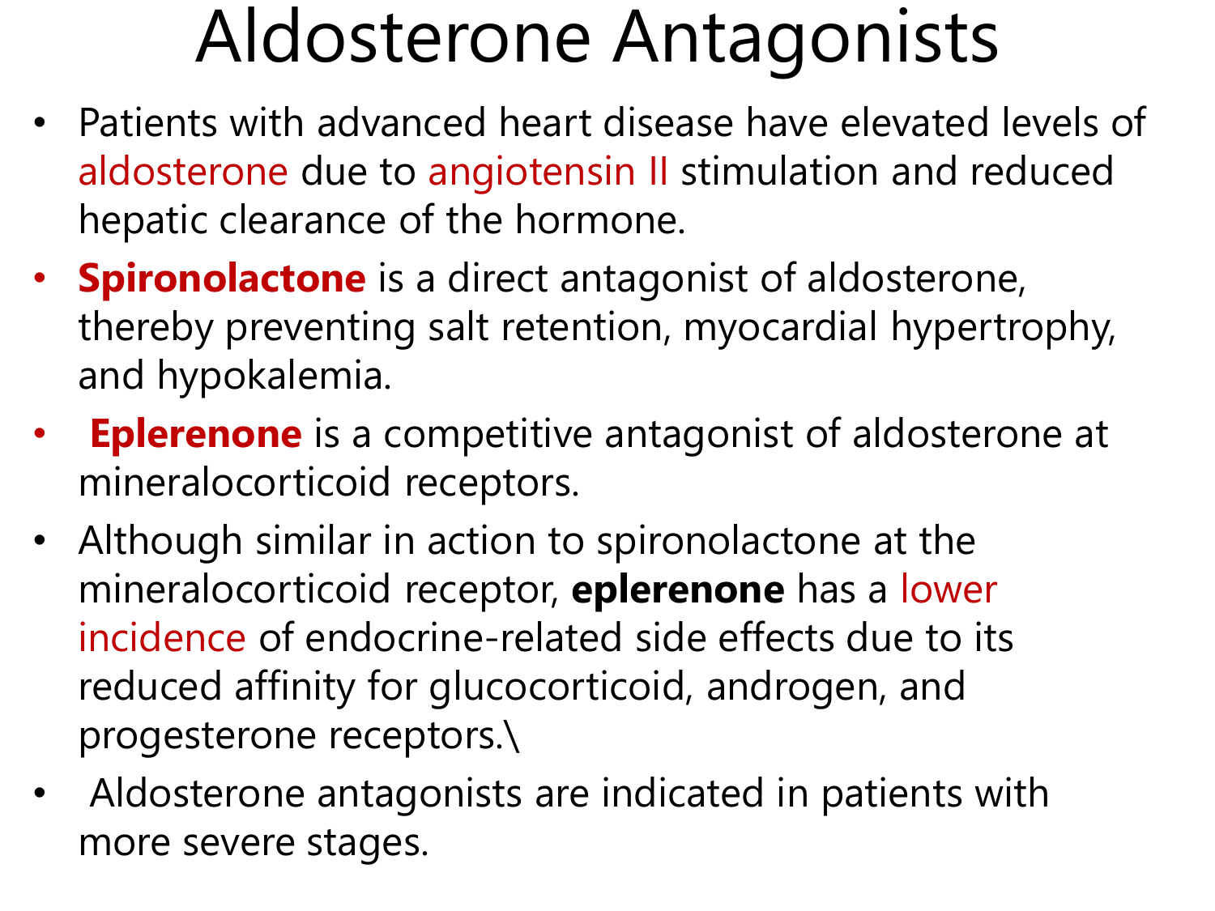# Aldosterone Antagonists

- Patients with advanced heart disease have elevated levels of aldosterone due to angiotensin II stimulation and reduced hepatic clearance of the hormone.
- **Spironolactone** is a direct antagonist of aldosterone, thereby preventing salt retention, myocardial hypertrophy, and hypokalemia.
- **Eplerenone** is a competitive antagonist of aldosterone at mineralocorticoid receptors.
- Although similar in action to spironolactone at the mineralocorticoid receptor, **eplerenone** has a lower incidence of endocrine-related side effects due to its reduced affinity for glucocorticoid, androgen, and progesterone receptors.\
- Aldosterone antagonists are indicated in patients with more severe stages.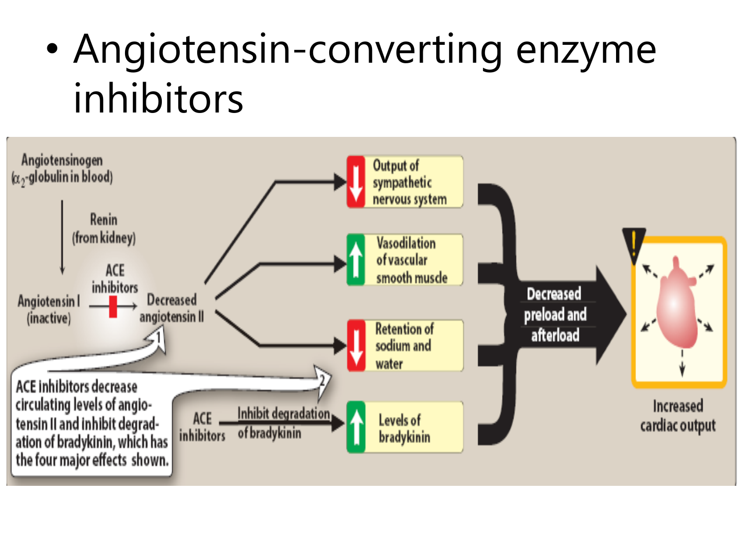- Angiotensin-converting enzyme inhibitors

Angiotensinogen ($\alpha_2$-globulin in blood)

Renin (from kidney)

Angiotensin I (inactive)

ACE inhibitors

Decreased angiotensin II

↓ Output of sympathetic nervous system

↑ Vasodilation of vascular smooth muscle

↓ Retention of sodium and water

↑ Levels of bradykinin

ACE inhibitors — Inhibit degradation of bradykinin

Decreased preload and afterload

Increased cardiac output

ACE inhibitors decrease circulating levels of angiotensin II and inhibit degradation of bradykinin, which has the four major effects shown.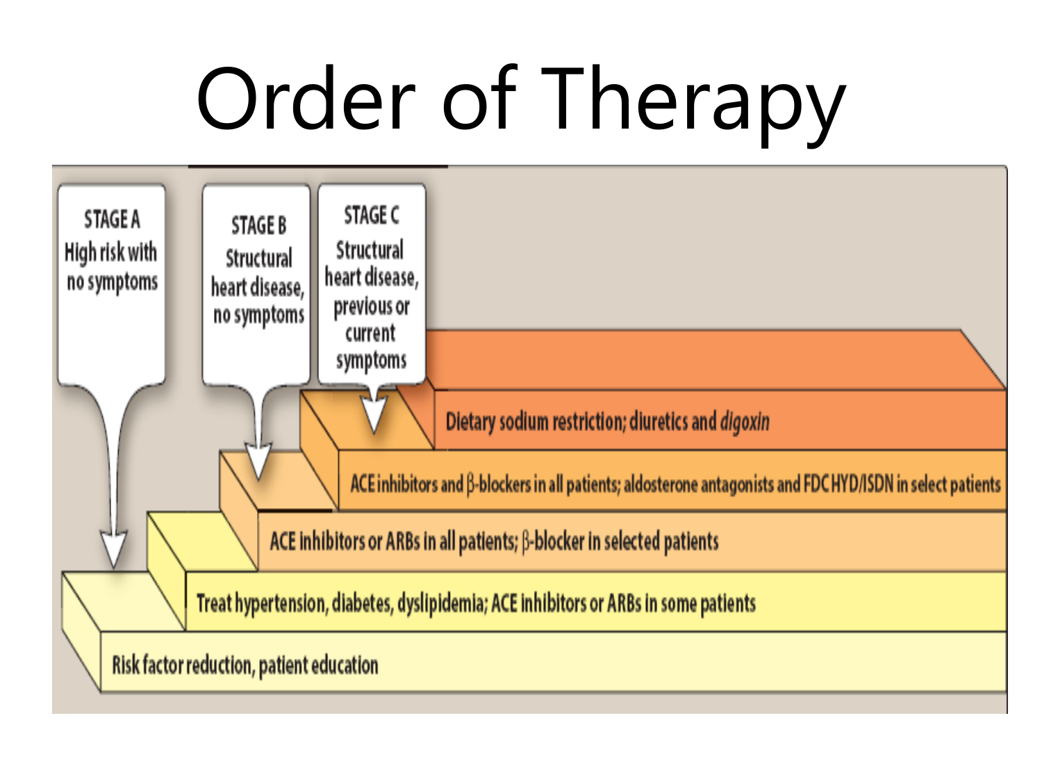# Order of Therapy

STAGE A
High risk with no symptoms

STAGE B
Structural heart disease, no symptoms

STAGE C
Structural heart disease, previous or current symptoms

Dietary sodium restriction; diuretics and *digoxin*

ACE inhibitors and β-blockers in all patients; aldosterone antagonists and FDC HYD/ISDN in select patients

ACE inhibitors or ARBs in all patients; β-blocker in selected patients

Treat hypertension, diabetes, dyslipidemia; ACE inhibitors or ARBs in some patients

Risk factor reduction, patient education